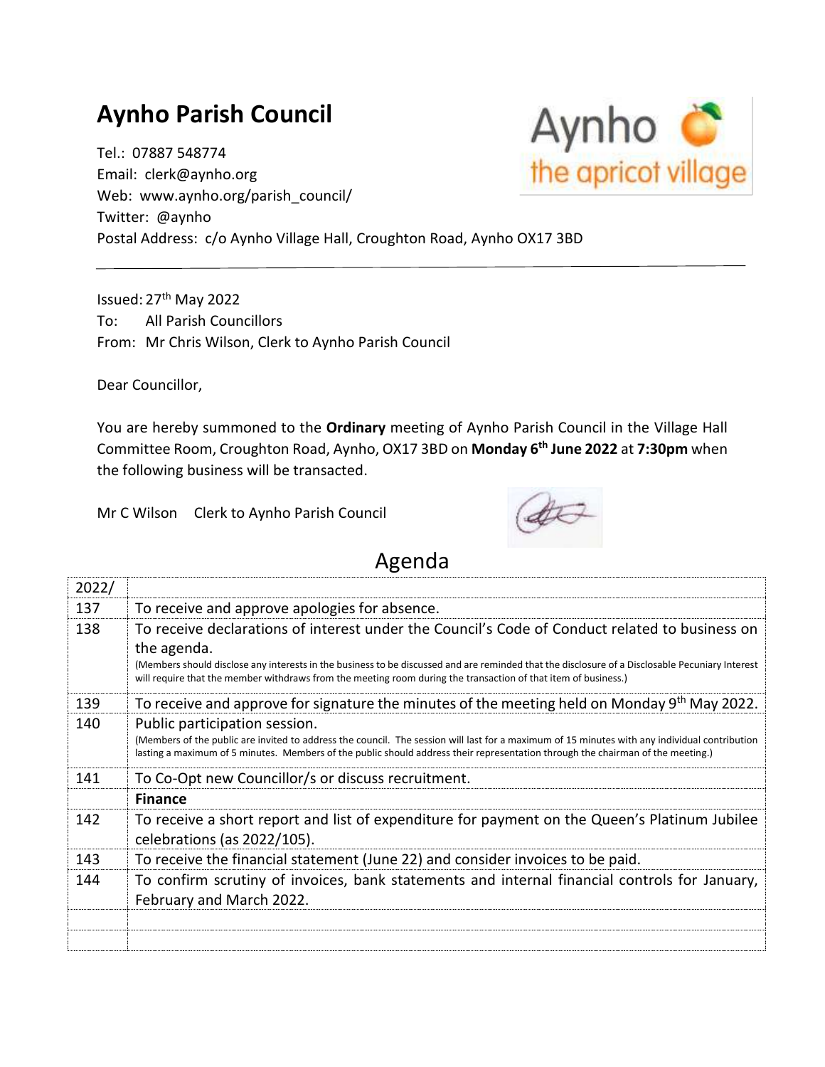# Aynho Parish Council

Tel.: 07887 548774
Email: clerk@aynho.org
Web: www.aynho.org/parish_council/
Twitter: @aynho
Postal Address: c/o Aynho Village Hall, Croughton Road, Aynho OX17 3BD

---

Issued: 27th May 2022
To: All Parish Councillors
From: Mr Chris Wilson, Clerk to Aynho Parish Council

Dear Councillor,

You are hereby summoned to the **Ordinary** meeting of Aynho Parish Council in the Village Hall Committee Room, Croughton Road, Aynho, OX17 3BD on **Monday 6th June 2022** at **7:30pm** when the following business will be transacted.

Mr C Wilson Clerk to Aynho Parish Council

## Agenda

| 2022/ | |
|---|---|
| 137 | To receive and approve apologies for absence. |
| 138 | To receive declarations of interest under the Council's Code of Conduct related to business on the agenda.<br>(Members should disclose any interests in the business to be discussed and are reminded that the disclosure of a Disclosable Pecuniary Interest will require that the member withdraws from the meeting room during the transaction of that item of business.) |
| 139 | To receive and approve for signature the minutes of the meeting held on Monday 9th May 2022. |
| 140 | Public participation session.<br>(Members of the public are invited to address the council. The session will last for a maximum of 15 minutes with any individual contribution lasting a maximum of 5 minutes. Members of the public should address their representation through the chairman of the meeting.) |
| 141 | To Co-Opt new Councillor/s or discuss recruitment. |
| | **Finance** |
| 142 | To receive a short report and list of expenditure for payment on the Queen's Platinum Jubilee celebrations (as 2022/105). |
| 143 | To receive the financial statement (June 22) and consider invoices to be paid. |
| 144 | To confirm scrutiny of invoices, bank statements and internal financial controls for January, February and March 2022. |
| | |
| | |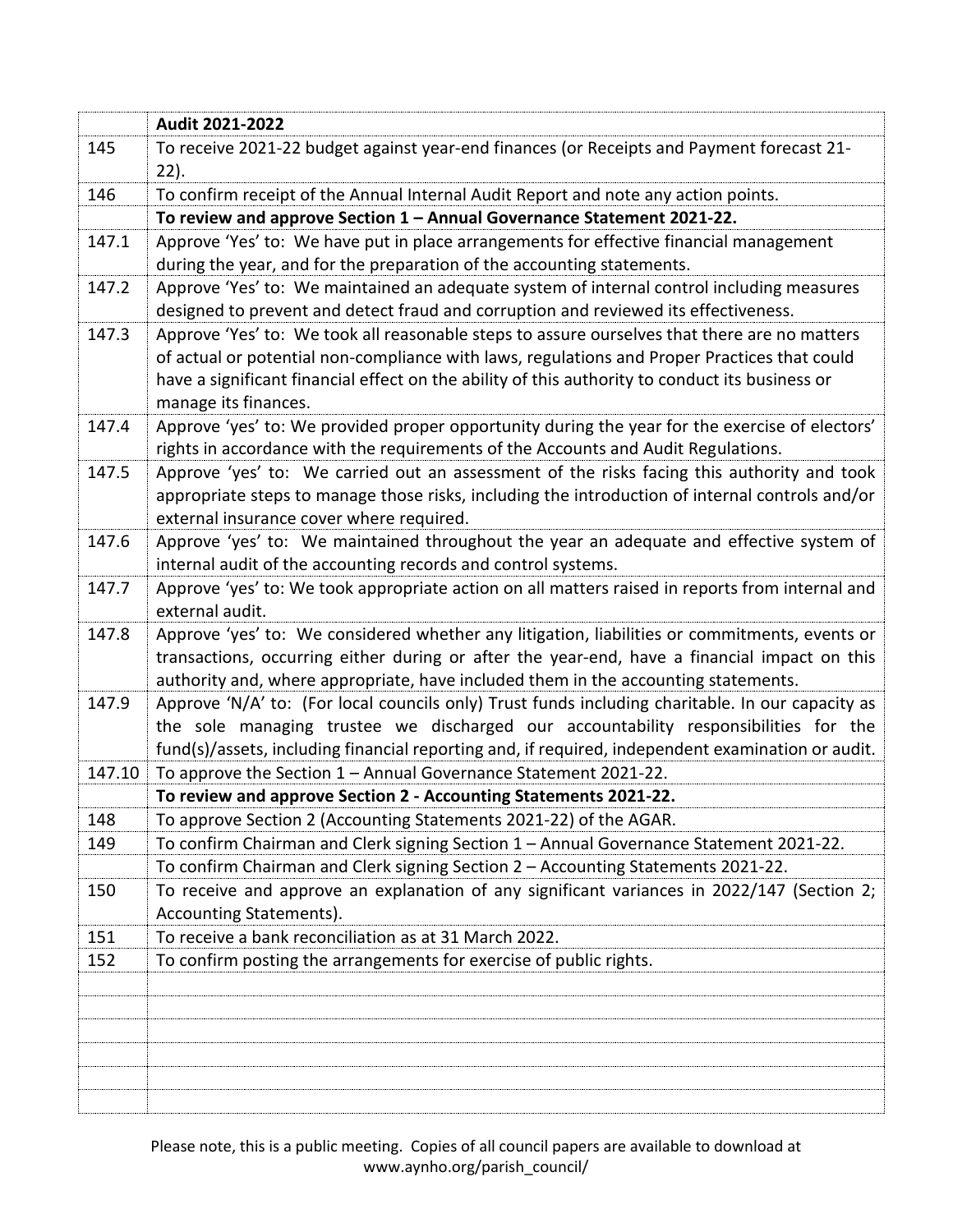| | **Audit 2021-2022** |
|---|---|
| 145 | To receive 2021-22 budget against year-end finances (or Receipts and Payment forecast 21-22). |
| 146 | To confirm receipt of the Annual Internal Audit Report and note any action points. |
| | **To review and approve Section 1 – Annual Governance Statement 2021-22.** |
| 147.1 | Approve 'Yes' to: We have put in place arrangements for effective financial management during the year, and for the preparation of the accounting statements. |
| 147.2 | Approve 'Yes' to: We maintained an adequate system of internal control including measures designed to prevent and detect fraud and corruption and reviewed its effectiveness. |
| 147.3 | Approve 'Yes' to: We took all reasonable steps to assure ourselves that there are no matters of actual or potential non-compliance with laws, regulations and Proper Practices that could have a significant financial effect on the ability of this authority to conduct its business or manage its finances. |
| 147.4 | Approve 'yes' to: We provided proper opportunity during the year for the exercise of electors' rights in accordance with the requirements of the Accounts and Audit Regulations. |
| 147.5 | Approve 'yes' to: We carried out an assessment of the risks facing this authority and took appropriate steps to manage those risks, including the introduction of internal controls and/or external insurance cover where required. |
| 147.6 | Approve 'yes' to: We maintained throughout the year an adequate and effective system of internal audit of the accounting records and control systems. |
| 147.7 | Approve 'yes' to: We took appropriate action on all matters raised in reports from internal and external audit. |
| 147.8 | Approve 'yes' to: We considered whether any litigation, liabilities or commitments, events or transactions, occurring either during or after the year-end, have a financial impact on this authority and, where appropriate, have included them in the accounting statements. |
| 147.9 | Approve 'N/A' to: (For local councils only) Trust funds including charitable. In our capacity as the sole managing trustee we discharged our accountability responsibilities for the fund(s)/assets, including financial reporting and, if required, independent examination or audit. |
| 147.10 | To approve the Section 1 – Annual Governance Statement 2021-22. |
| | **To review and approve Section 2 - Accounting Statements 2021-22.** |
| 148 | To approve Section 2 (Accounting Statements 2021-22) of the AGAR. |
| 149 | To confirm Chairman and Clerk signing Section 1 – Annual Governance Statement 2021-22. |
| | To confirm Chairman and Clerk signing Section 2 – Accounting Statements 2021-22. |
| 150 | To receive and approve an explanation of any significant variances in 2022/147 (Section 2; Accounting Statements). |
| 151 | To receive a bank reconciliation as at 31 March 2022. |
| 152 | To confirm posting the arrangements for exercise of public rights. |
| | |
| | |
| | |
| | |
| | |
| | |

Please note, this is a public meeting. Copies of all council papers are available to download at www.aynho.org/parish_council/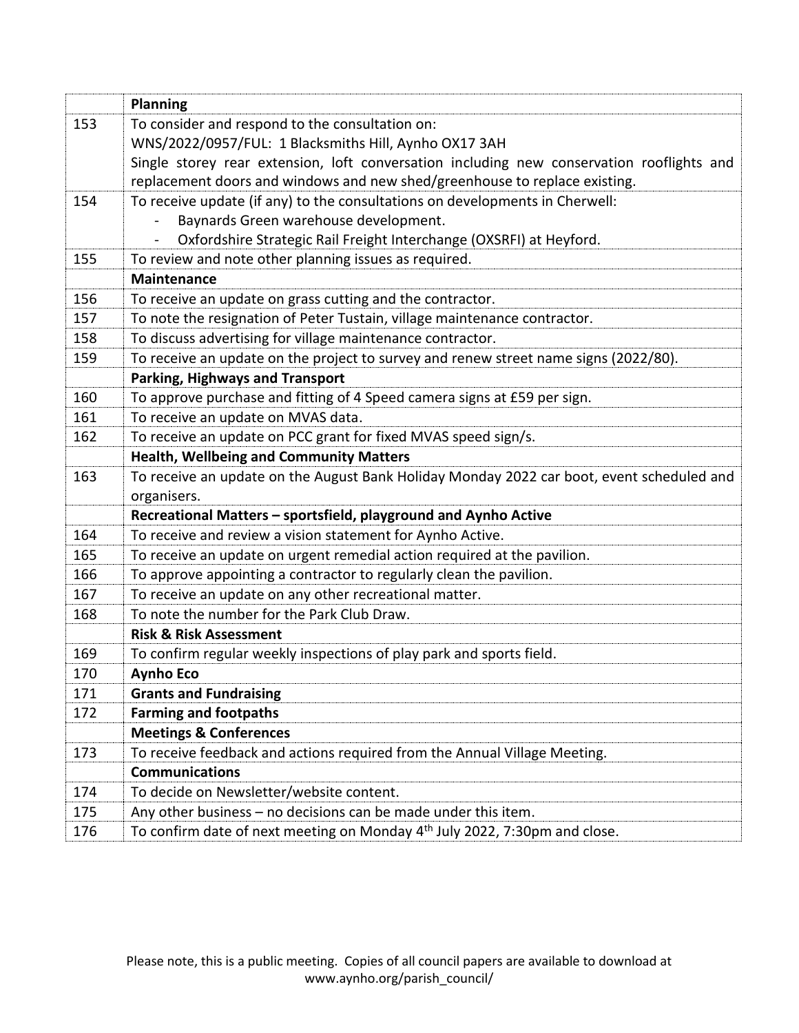| | |
|---|---|
| | **Planning** |
| 153 | To consider and respond to the consultation on:<br>WNS/2022/0957/FUL: 1 Blacksmiths Hill, Aynho OX17 3AH<br>Single storey rear extension, loft conversation including new conservation rooflights and replacement doors and windows and new shed/greenhouse to replace existing. |
| 154 | To receive update (if any) to the consultations on developments in Cherwell:<br>- Baynards Green warehouse development.<br>- Oxfordshire Strategic Rail Freight Interchange (OXSRFI) at Heyford. |
| 155 | To review and note other planning issues as required. |
| | **Maintenance** |
| 156 | To receive an update on grass cutting and the contractor. |
| 157 | To note the resignation of Peter Tustain, village maintenance contractor. |
| 158 | To discuss advertising for village maintenance contractor. |
| 159 | To receive an update on the project to survey and renew street name signs (2022/80). |
| | **Parking, Highways and Transport** |
| 160 | To approve purchase and fitting of 4 Speed camera signs at £59 per sign. |
| 161 | To receive an update on MVAS data. |
| 162 | To receive an update on PCC grant for fixed MVAS speed sign/s. |
| | **Health, Wellbeing and Community Matters** |
| 163 | To receive an update on the August Bank Holiday Monday 2022 car boot, event scheduled and organisers. |
| | **Recreational Matters – sportsfield, playground and Aynho Active** |
| 164 | To receive and review a vision statement for Aynho Active. |
| 165 | To receive an update on urgent remedial action required at the pavilion. |
| 166 | To approve appointing a contractor to regularly clean the pavilion. |
| 167 | To receive an update on any other recreational matter. |
| 168 | To note the number for the Park Club Draw. |
| | **Risk & Risk Assessment** |
| 169 | To confirm regular weekly inspections of play park and sports field. |
| 170 | **Aynho Eco** |
| 171 | **Grants and Fundraising** |
| 172 | **Farming and footpaths** |
| | **Meetings & Conferences** |
| 173 | To receive feedback and actions required from the Annual Village Meeting. |
| | **Communications** |
| 174 | To decide on Newsletter/website content. |
| 175 | Any other business – no decisions can be made under this item. |
| 176 | To confirm date of next meeting on Monday 4th July 2022, 7:30pm and close. |

Please note, this is a public meeting. Copies of all council papers are available to download at www.aynho.org/parish_council/